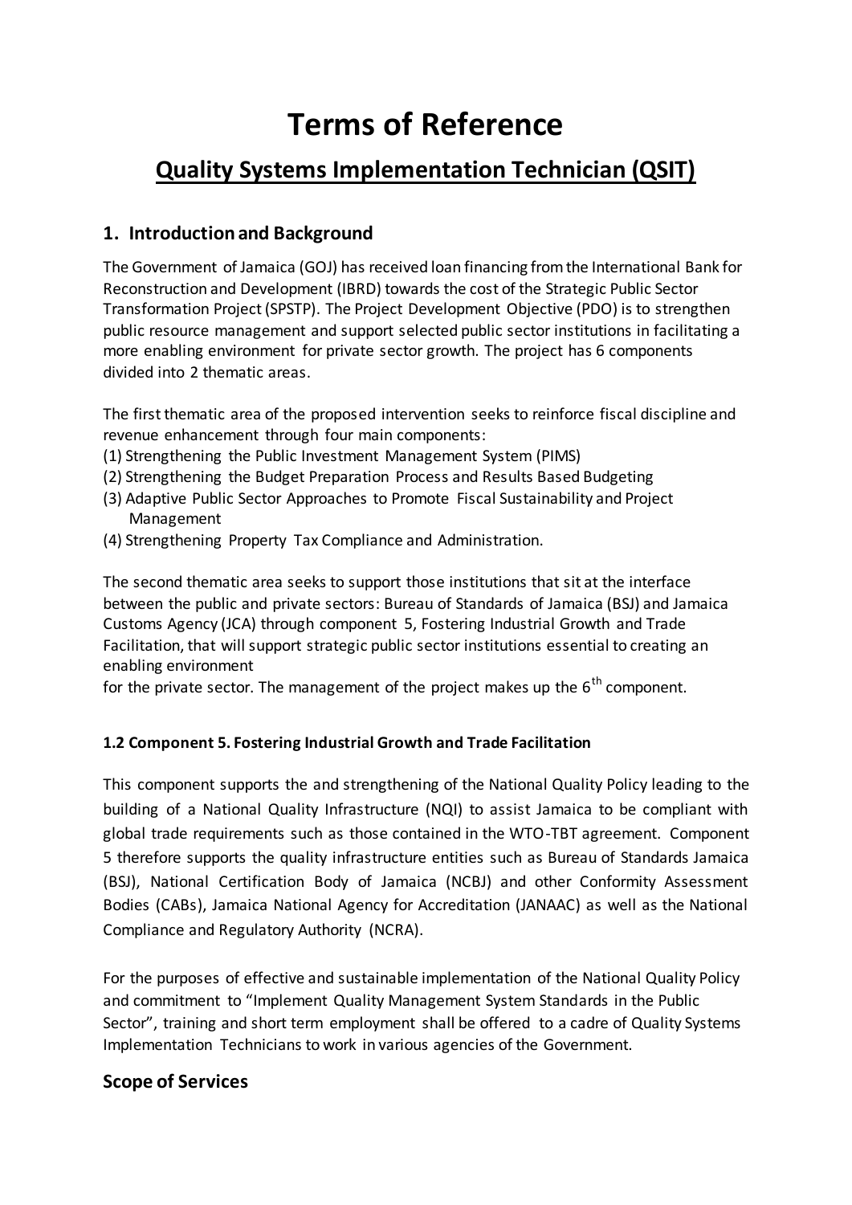# Terms of Reference

## Quality Systems Implementation Technician (QSIT)

### 1. Introduction and Background

The Government of Jamaica (GOJ) has received loan financing from the International Bank for Reconstruction and Development (IBRD) towards the cost of the Strategic Public Sector Transformation Project (SPSTP). The Project Development Objective (PDO) is to strengthen public resource management and support selected public sector institutions in facilitating a more enabling environment for private sector growth. The project has 6 components divided into 2 thematic areas.

The first thematic area of the proposed intervention seeks to reinforce fiscal discipline and revenue enhancement through four main components:

(1) Strengthening the Public Investment Management System (PIMS)
(2) Strengthening the Budget Preparation Process and Results Based Budgeting
(3) Adaptive Public Sector Approaches to Promote Fiscal Sustainability and Project Management
(4) Strengthening Property Tax Compliance and Administration.

The second thematic area seeks to support those institutions that sit at the interface between the public and private sectors: Bureau of Standards of Jamaica (BSJ) and Jamaica Customs Agency (JCA) through component 5, Fostering Industrial Growth and Trade Facilitation, that will support strategic public sector institutions essential to creating an enabling environment
for the private sector. The management of the project makes up the 6th component.

#### 1.2 Component 5. Fostering Industrial Growth and Trade Facilitation

This component supports the and strengthening of the National Quality Policy leading to the building of a National Quality Infrastructure (NQI) to assist Jamaica to be compliant with global trade requirements such as those contained in the WTO-TBT agreement. Component 5 therefore supports the quality infrastructure entities such as Bureau of Standards Jamaica (BSJ), National Certification Body of Jamaica (NCBJ) and other Conformity Assessment Bodies (CABs), Jamaica National Agency for Accreditation (JANAAC) as well as the National Compliance and Regulatory Authority (NCRA).

For the purposes of effective and sustainable implementation of the National Quality Policy and commitment to "Implement Quality Management System Standards in the Public Sector", training and short term employment shall be offered to a cadre of Quality Systems Implementation Technicians to work in various agencies of the Government.

### Scope of Services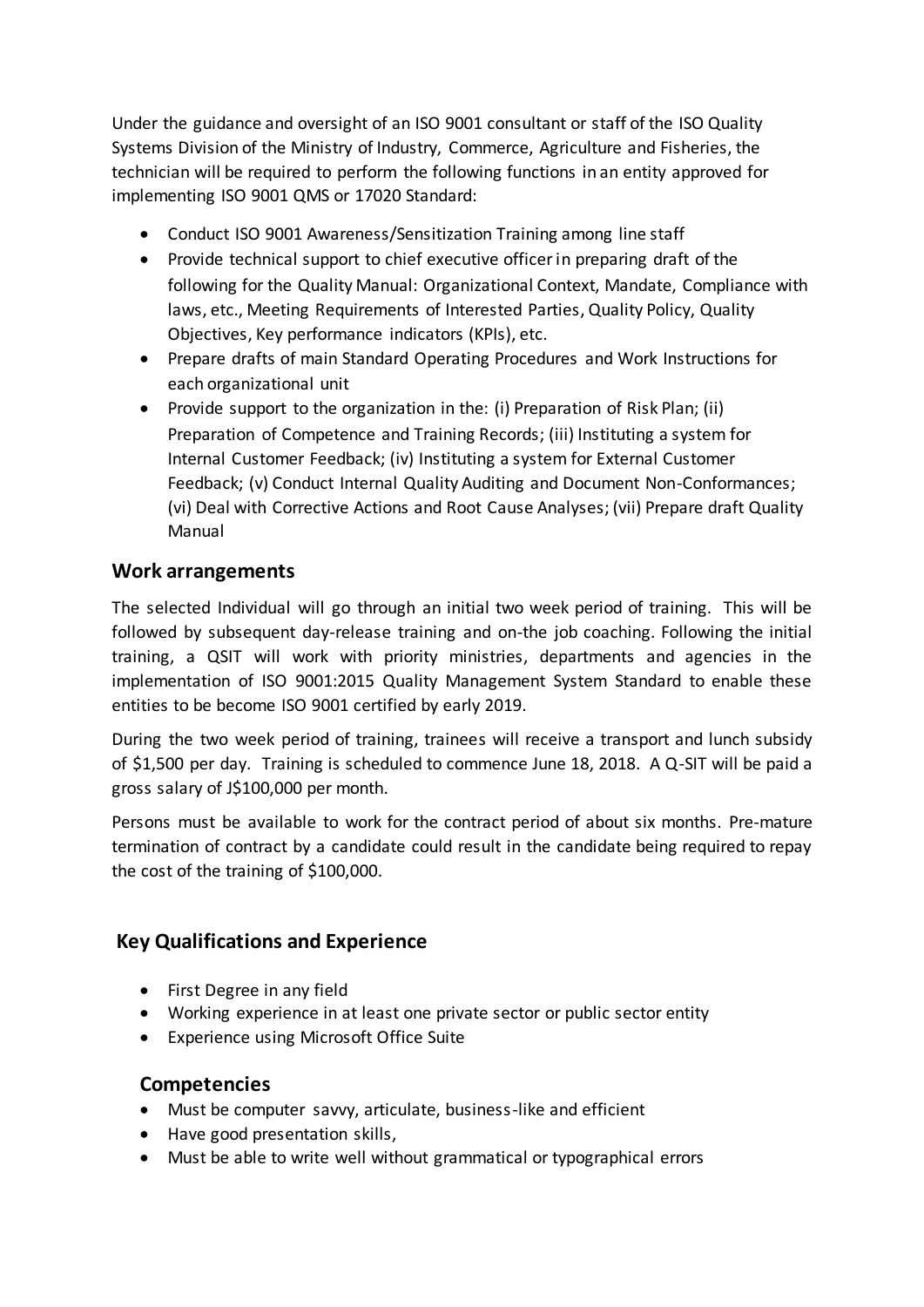Under the guidance and oversight of an ISO 9001 consultant or staff of the ISO Quality Systems Division of the Ministry of Industry, Commerce, Agriculture and Fisheries, the technician will be required to perform the following functions in an entity approved for implementing ISO 9001 QMS or 17020 Standard:

- Conduct ISO 9001 Awareness/Sensitization Training among line staff
- Provide technical support to chief executive officer in preparing draft of the following for the Quality Manual: Organizational Context, Mandate, Compliance with laws, etc., Meeting Requirements of Interested Parties, Quality Policy, Quality Objectives, Key performance indicators (KPIs), etc.
- Prepare drafts of main Standard Operating Procedures and Work Instructions for each organizational unit
- Provide support to the organization in the: (i) Preparation of Risk Plan; (ii) Preparation of Competence and Training Records; (iii) Instituting a system for Internal Customer Feedback; (iv) Instituting a system for External Customer Feedback; (v) Conduct Internal Quality Auditing and Document Non-Conformances; (vi) Deal with Corrective Actions and Root Cause Analyses; (vii) Prepare draft Quality Manual

## Work arrangements

The selected Individual will go through an initial two week period of training. This will be followed by subsequent day-release training and on-the job coaching. Following the initial training, a QSIT will work with priority ministries, departments and agencies in the implementation of ISO 9001:2015 Quality Management System Standard to enable these entities to be become ISO 9001 certified by early 2019.

During the two week period of training, trainees will receive a transport and lunch subsidy of $1,500 per day. Training is scheduled to commence June 18, 2018. A Q-SIT will be paid a gross salary of J$100,000 per month.

Persons must be available to work for the contract period of about six months. Pre-mature termination of contract by a candidate could result in the candidate being required to repay the cost of the training of $100,000.

## Key Qualifications and Experience

- First Degree in any field
- Working experience in at least one private sector or public sector entity
- Experience using Microsoft Office Suite

### Competencies

- Must be computer savvy, articulate, business-like and efficient
- Have good presentation skills,
- Must be able to write well without grammatical or typographical errors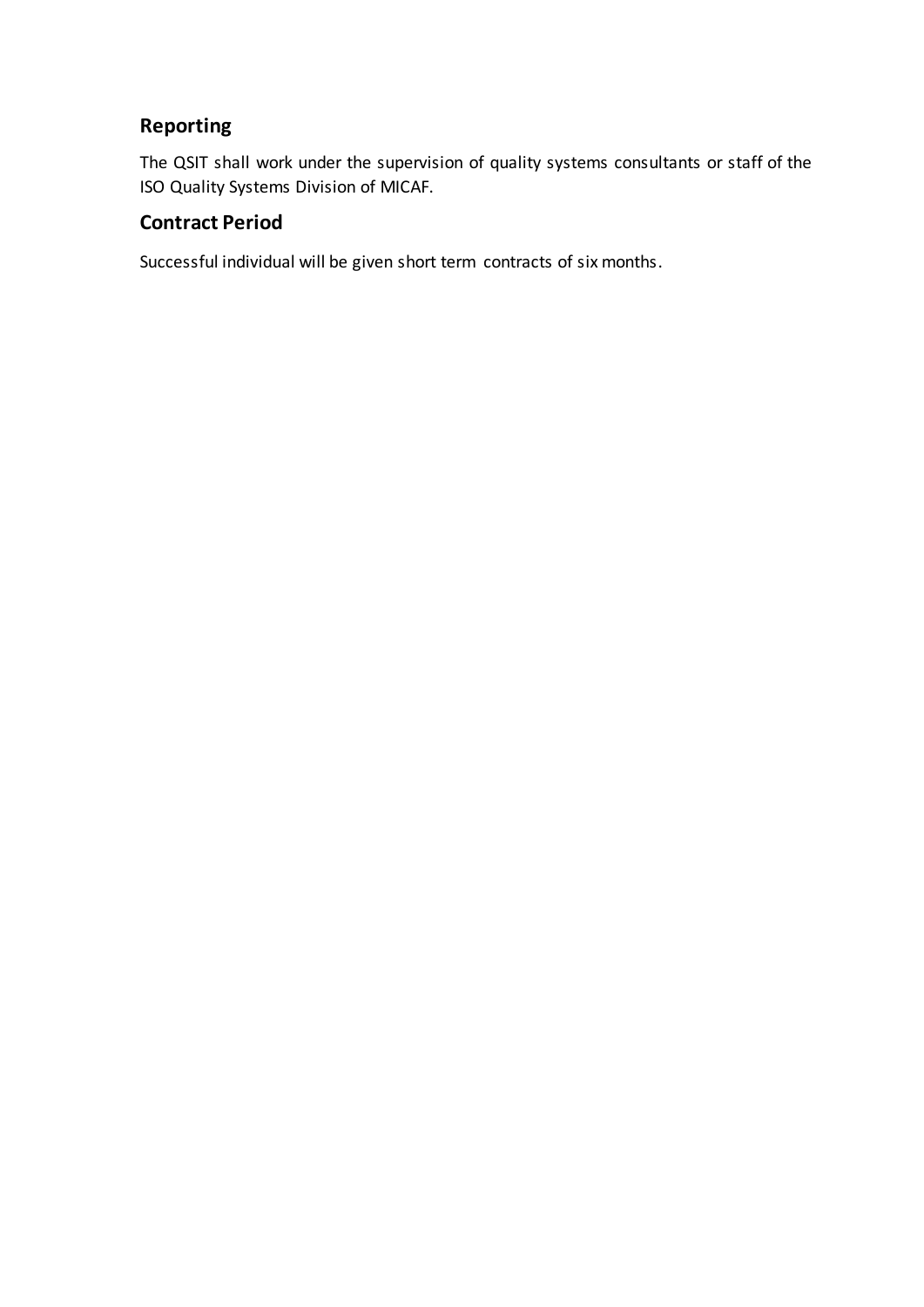## Reporting

The QSIT shall work under the supervision of quality systems consultants or staff of the ISO Quality Systems Division of MICAF.

## Contract Period

Successful individual will be given short term contracts of six months.